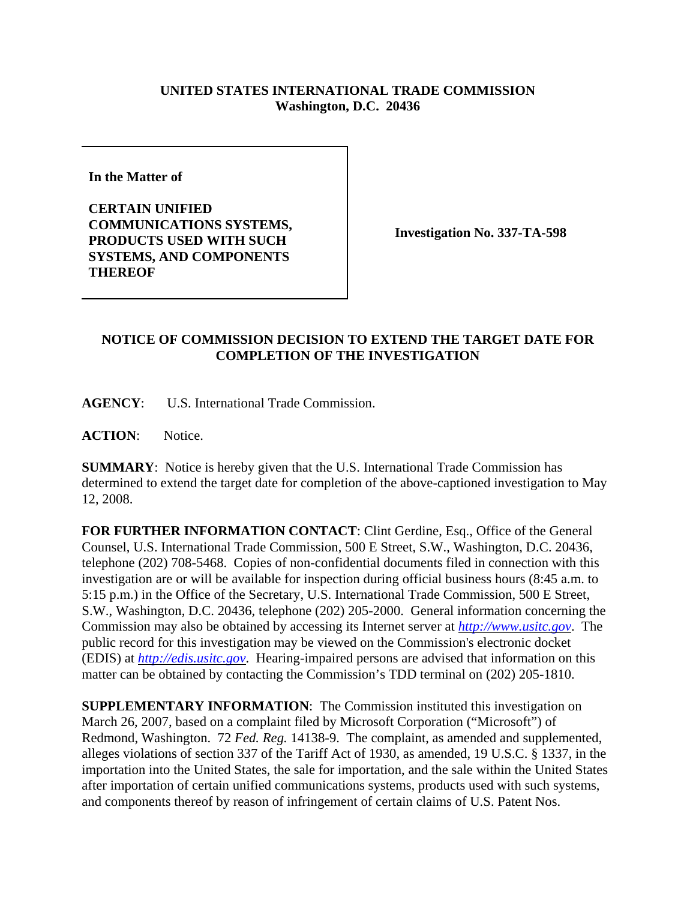**UNITED STATES INTERNATIONAL TRADE COMMISSION**
**Washington, D.C. 20436**

**In the Matter of**

**CERTAIN UNIFIED COMMUNICATIONS SYSTEMS, PRODUCTS USED WITH SUCH SYSTEMS, AND COMPONENTS THEREOF**

**Investigation No. 337-TA-598**

**NOTICE OF COMMISSION DECISION TO EXTEND THE TARGET DATE FOR COMPLETION OF THE INVESTIGATION**

**AGENCY**: U.S. International Trade Commission.

**ACTION**: Notice.

**SUMMARY**: Notice is hereby given that the U.S. International Trade Commission has determined to extend the target date for completion of the above-captioned investigation to May 12, 2008.

**FOR FURTHER INFORMATION CONTACT**: Clint Gerdine, Esq., Office of the General Counsel, U.S. International Trade Commission, 500 E Street, S.W., Washington, D.C. 20436, telephone (202) 708-5468. Copies of non-confidential documents filed in connection with this investigation are or will be available for inspection during official business hours (8:45 a.m. to 5:15 p.m.) in the Office of the Secretary, U.S. International Trade Commission, 500 E Street, S.W., Washington, D.C. 20436, telephone (202) 205-2000. General information concerning the Commission may also be obtained by accessing its Internet server at *http://www.usitc.gov*. The public record for this investigation may be viewed on the Commission's electronic docket (EDIS) at *http://edis.usitc.gov*. Hearing-impaired persons are advised that information on this matter can be obtained by contacting the Commission's TDD terminal on (202) 205-1810.

**SUPPLEMENTARY INFORMATION**: The Commission instituted this investigation on March 26, 2007, based on a complaint filed by Microsoft Corporation ("Microsoft") of Redmond, Washington. 72 *Fed. Reg.* 14138-9. The complaint, as amended and supplemented, alleges violations of section 337 of the Tariff Act of 1930, as amended, 19 U.S.C. § 1337, in the importation into the United States, the sale for importation, and the sale within the United States after importation of certain unified communications systems, products used with such systems, and components thereof by reason of infringement of certain claims of U.S. Patent Nos.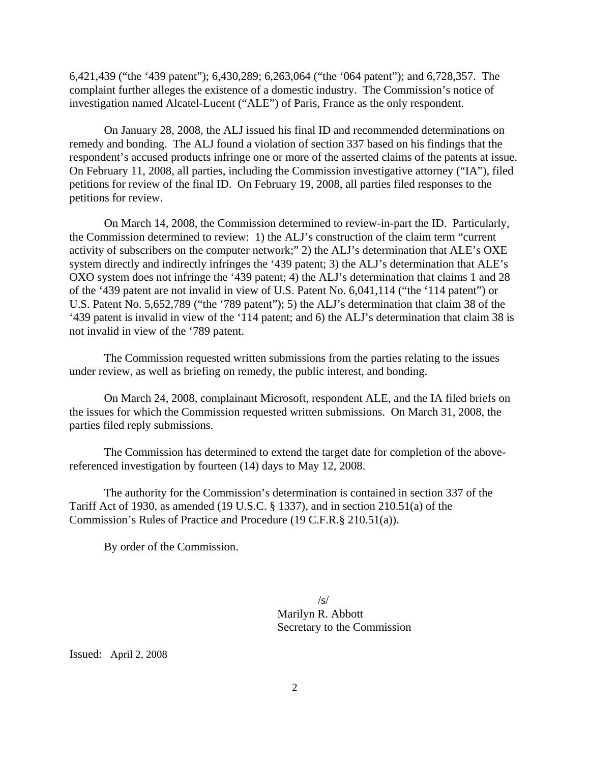6,421,439 ("the '439 patent"); 6,430,289; 6,263,064 ("the '064 patent"); and 6,728,357. The complaint further alleges the existence of a domestic industry. The Commission's notice of investigation named Alcatel-Lucent ("ALE") of Paris, France as the only respondent.

On January 28, 2008, the ALJ issued his final ID and recommended determinations on remedy and bonding. The ALJ found a violation of section 337 based on his findings that the respondent's accused products infringe one or more of the asserted claims of the patents at issue. On February 11, 2008, all parties, including the Commission investigative attorney ("IA"), filed petitions for review of the final ID. On February 19, 2008, all parties filed responses to the petitions for review.

On March 14, 2008, the Commission determined to review-in-part the ID. Particularly, the Commission determined to review: 1) the ALJ's construction of the claim term "current activity of subscribers on the computer network;" 2) the ALJ's determination that ALE's OXE system directly and indirectly infringes the '439 patent; 3) the ALJ's determination that ALE's OXO system does not infringe the '439 patent; 4) the ALJ's determination that claims 1 and 28 of the '439 patent are not invalid in view of U.S. Patent No. 6,041,114 ("the '114 patent") or U.S. Patent No. 5,652,789 ("the '789 patent"); 5) the ALJ's determination that claim 38 of the '439 patent is invalid in view of the '114 patent; and 6) the ALJ's determination that claim 38 is not invalid in view of the '789 patent.

The Commission requested written submissions from the parties relating to the issues under review, as well as briefing on remedy, the public interest, and bonding.

On March 24, 2008, complainant Microsoft, respondent ALE, and the IA filed briefs on the issues for which the Commission requested written submissions. On March 31, 2008, the parties filed reply submissions.

The Commission has determined to extend the target date for completion of the above-referenced investigation by fourteen (14) days to May 12, 2008.

The authority for the Commission's determination is contained in section 337 of the Tariff Act of 1930, as amended (19 U.S.C. § 1337), and in section 210.51(a) of the Commission's Rules of Practice and Procedure (19 C.F.R.§ 210.51(a)).

By order of the Commission.

/s/
Marilyn R. Abbott
Secretary to the Commission

Issued: April 2, 2008